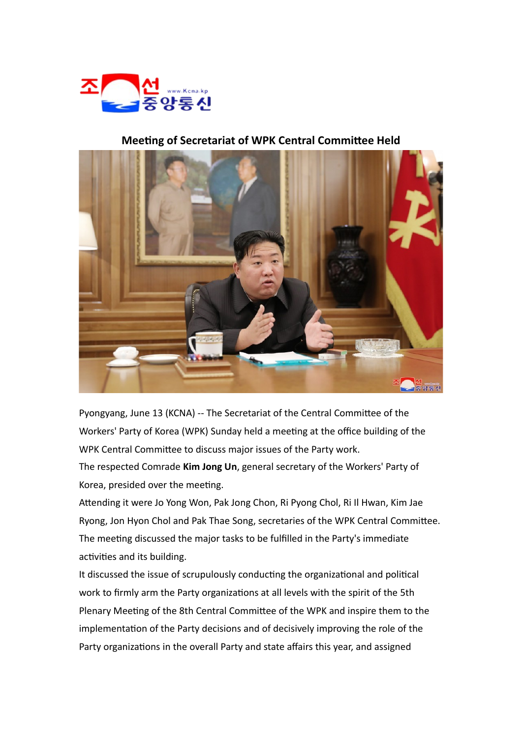## Meeting of Secretariat of WPK Central Committee Held

Pyongyang, June 13 (KCNA) -- The Secretariat of the Central Committee of the Workers' Party of Korea (WPK) Sunday held a meeting at the office building of the WPK Central Committee to discuss major issues of the Party work.

The respected Comrade **Kim Jong Un**, general secretary of the Workers' Party of Korea, presided over the meeting.

Attending it were Jo Yong Won, Pak Jong Chon, Ri Pyong Chol, Ri Il Hwan, Kim Jae Ryong, Jon Hyon Chol and Pak Thae Song, secretaries of the WPK Central Committee.

The meeting discussed the major tasks to be fulfilled in the Party's immediate activities and its building.

It discussed the issue of scrupulously conducting the organizational and political work to firmly arm the Party organizations at all levels with the spirit of the 5th Plenary Meeting of the 8th Central Committee of the WPK and inspire them to the implementation of the Party decisions and of decisively improving the role of the Party organizations in the overall Party and state affairs this year, and assigned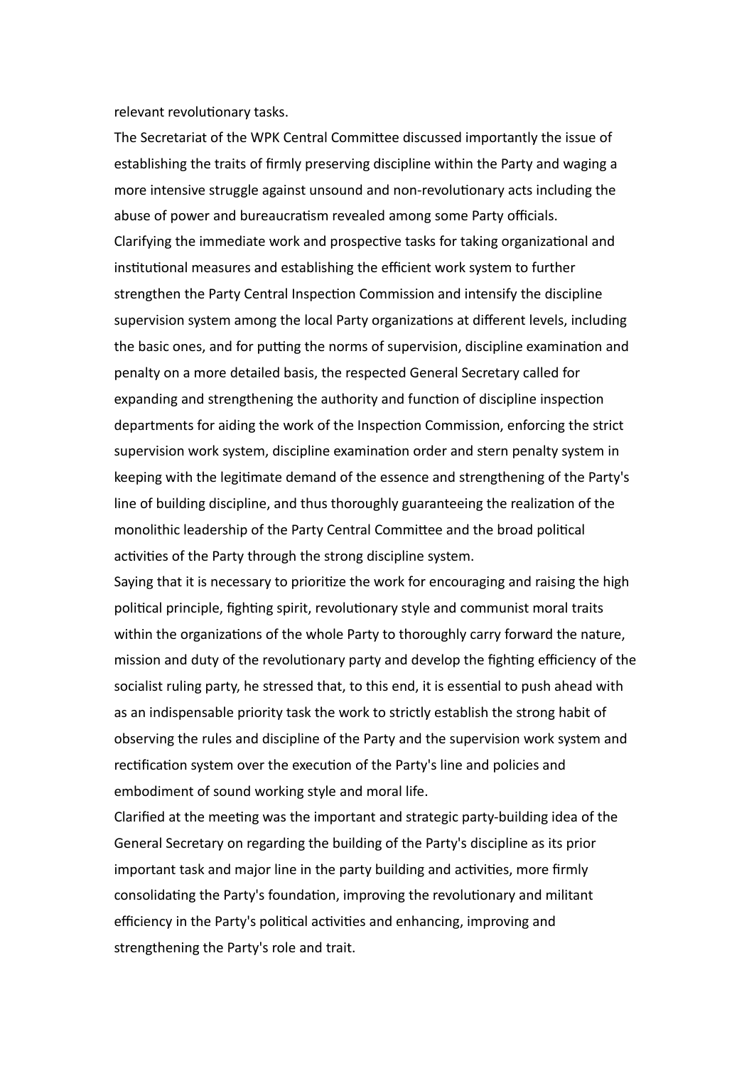relevant revolutionary tasks.

The Secretariat of the WPK Central Committee discussed importantly the issue of establishing the traits of firmly preserving discipline within the Party and waging a more intensive struggle against unsound and non-revolutionary acts including the abuse of power and bureaucratism revealed among some Party officials.

Clarifying the immediate work and prospective tasks for taking organizational and institutional measures and establishing the efficient work system to further strengthen the Party Central Inspection Commission and intensify the discipline supervision system among the local Party organizations at different levels, including the basic ones, and for putting the norms of supervision, discipline examination and penalty on a more detailed basis, the respected General Secretary called for expanding and strengthening the authority and function of discipline inspection departments for aiding the work of the Inspection Commission, enforcing the strict supervision work system, discipline examination order and stern penalty system in keeping with the legitimate demand of the essence and strengthening of the Party's line of building discipline, and thus thoroughly guaranteeing the realization of the monolithic leadership of the Party Central Committee and the broad political activities of the Party through the strong discipline system.

Saying that it is necessary to prioritize the work for encouraging and raising the high political principle, fighting spirit, revolutionary style and communist moral traits within the organizations of the whole Party to thoroughly carry forward the nature, mission and duty of the revolutionary party and develop the fighting efficiency of the socialist ruling party, he stressed that, to this end, it is essential to push ahead with as an indispensable priority task the work to strictly establish the strong habit of observing the rules and discipline of the Party and the supervision work system and rectification system over the execution of the Party's line and policies and embodiment of sound working style and moral life.

Clarified at the meeting was the important and strategic party-building idea of the General Secretary on regarding the building of the Party's discipline as its prior important task and major line in the party building and activities, more firmly consolidating the Party's foundation, improving the revolutionary and militant efficiency in the Party's political activities and enhancing, improving and strengthening the Party's role and trait.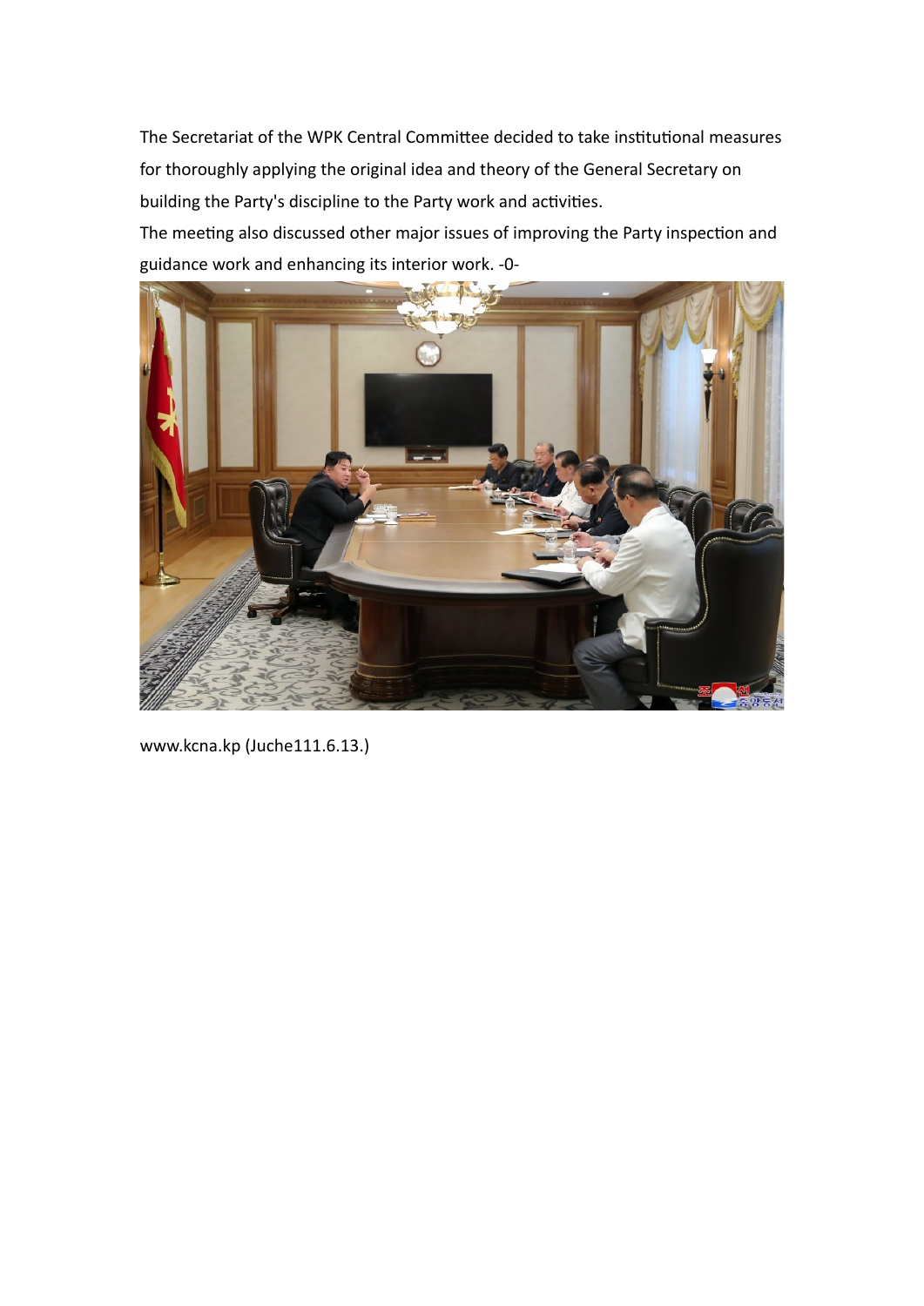The Secretariat of the WPK Central Committee decided to take institutional measures for thoroughly applying the original idea and theory of the General Secretary on building the Party's discipline to the Party work and activities.

The meeting also discussed other major issues of improving the Party inspection and guidance work and enhancing its interior work. -0-

www.kcna.kp (Juche111.6.13.)